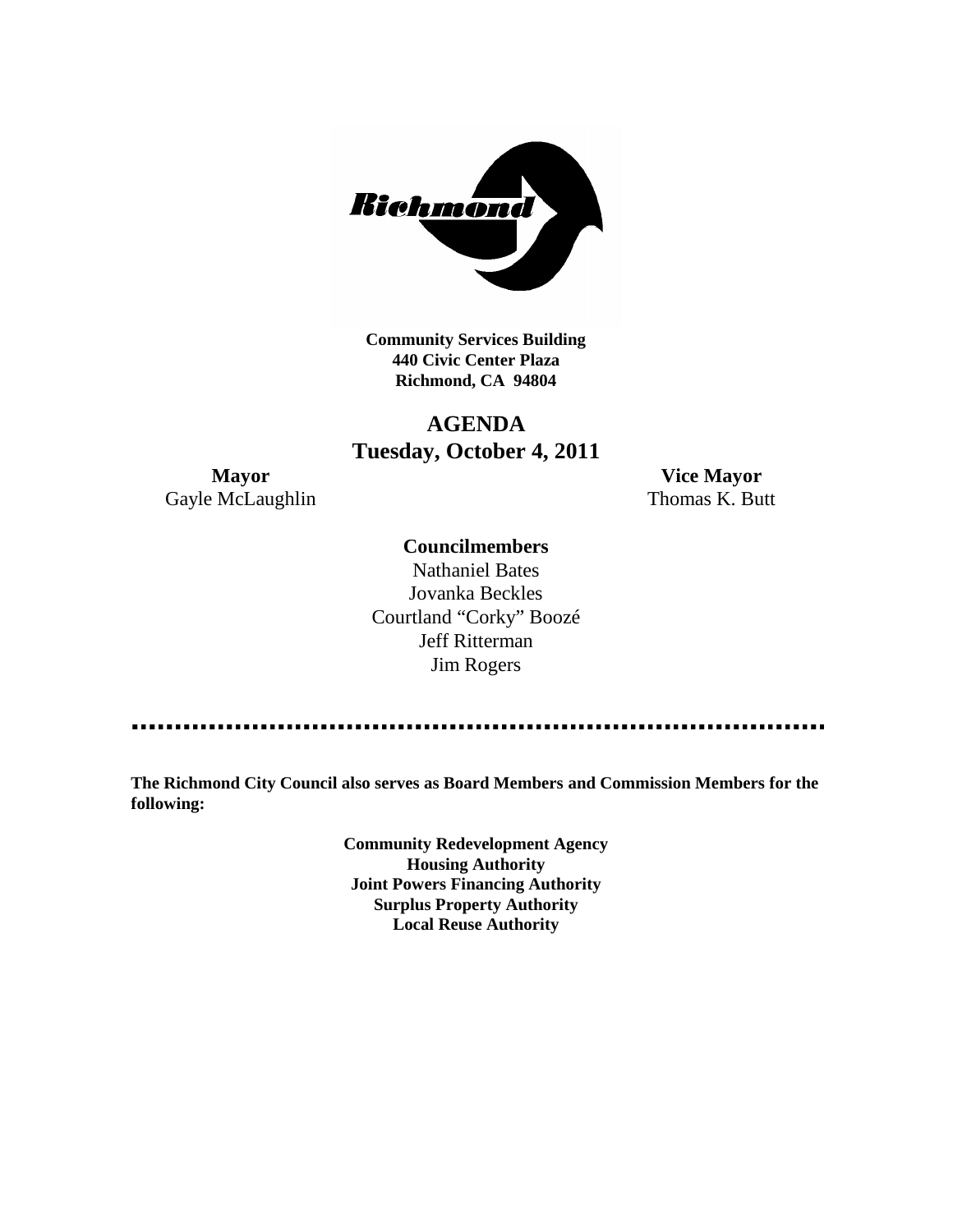**Community Services Building**
**440 Civic Center Plaza**
**Richmond, CA 94804**

# AGENDA
## Tuesday, October 4, 2011

**Mayor**
Gayle McLaughlin

**Vice Mayor**
Thomas K. Butt

**Councilmembers**
Nathaniel Bates
Jovanka Beckles
Courtland "Corky" Boozé
Jeff Ritterman
Jim Rogers

---

**The Richmond City Council also serves as Board Members and Commission Members for the following:**

**Community Redevelopment Agency**
**Housing Authority**
**Joint Powers Financing Authority**
**Surplus Property Authority**
**Local Reuse Authority**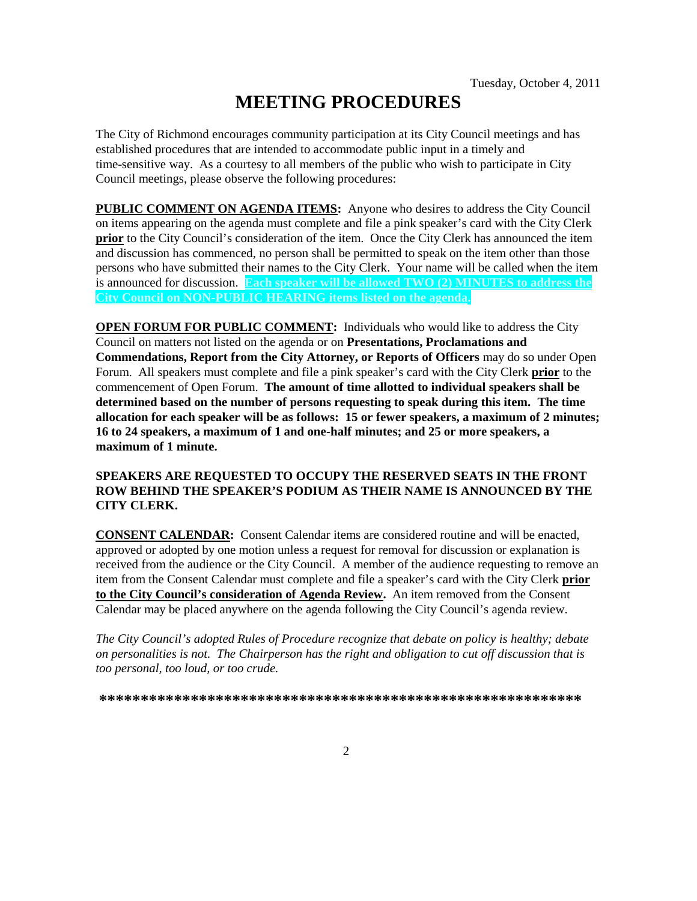Tuesday, October 4, 2011

# MEETING PROCEDURES

The City of Richmond encourages community participation at its City Council meetings and has established procedures that are intended to accommodate public input in a timely and time-sensitive way. As a courtesy to all members of the public who wish to participate in City Council meetings, please observe the following procedures:

**PUBLIC COMMENT ON AGENDA ITEMS:** Anyone who desires to address the City Council on items appearing on the agenda must complete and file a pink speaker's card with the City Clerk **prior** to the City Council's consideration of the item. Once the City Clerk has announced the item and discussion has commenced, no person shall be permitted to speak on the item other than those persons who have submitted their names to the City Clerk. Your name will be called when the item is announced for discussion. **Each speaker will be allowed TWO (2) MINUTES to address the City Council on NON-PUBLIC HEARING items listed on the agenda.**

**OPEN FORUM FOR PUBLIC COMMENT:** Individuals who would like to address the City Council on matters not listed on the agenda or on **Presentations, Proclamations and Commendations, Report from the City Attorney, or Reports of Officers** may do so under Open Forum. All speakers must complete and file a pink speaker's card with the City Clerk **prior** to the commencement of Open Forum. **The amount of time allotted to individual speakers shall be determined based on the number of persons requesting to speak during this item. The time allocation for each speaker will be as follows: 15 or fewer speakers, a maximum of 2 minutes; 16 to 24 speakers, a maximum of 1 and one-half minutes; and 25 or more speakers, a maximum of 1 minute.**

**SPEAKERS ARE REQUESTED TO OCCUPY THE RESERVED SEATS IN THE FRONT ROW BEHIND THE SPEAKER'S PODIUM AS THEIR NAME IS ANNOUNCED BY THE CITY CLERK.**

**CONSENT CALENDAR:** Consent Calendar items are considered routine and will be enacted, approved or adopted by one motion unless a request for removal for discussion or explanation is received from the audience or the City Council. A member of the audience requesting to remove an item from the Consent Calendar must complete and file a speaker's card with the City Clerk **prior to the City Council's consideration of Agenda Review.** An item removed from the Consent Calendar may be placed anywhere on the agenda following the City Council's agenda review.

*The City Council's adopted Rules of Procedure recognize that debate on policy is healthy; debate on personalities is not. The Chairperson has the right and obligation to cut off discussion that is too personal, too loud, or too crude.*

**************************************************************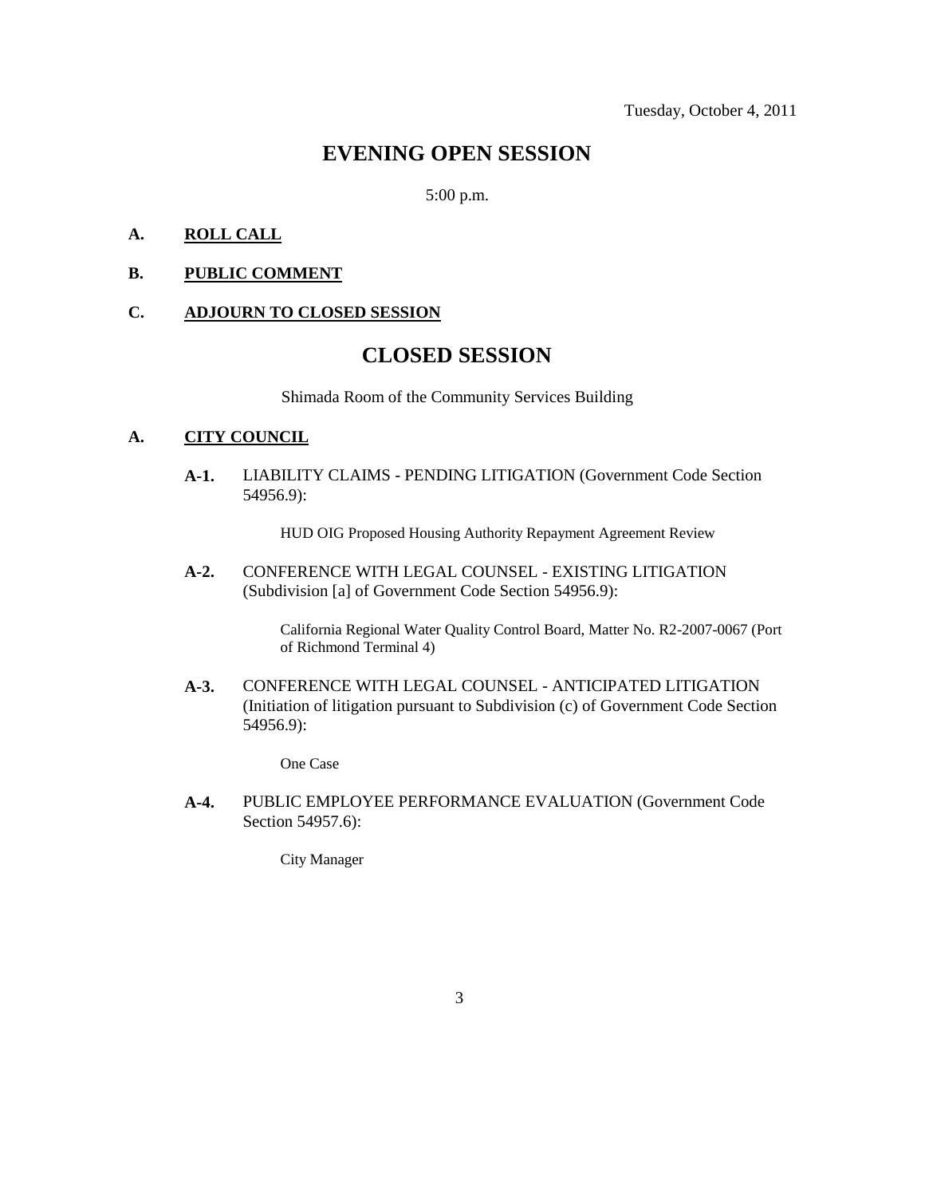Tuesday, October 4, 2011

# EVENING OPEN SESSION

5:00 p.m.

**A. ROLL CALL**

**B. PUBLIC COMMENT**

**C. ADJOURN TO CLOSED SESSION**

# CLOSED SESSION

Shimada Room of the Community Services Building

**A. CITY COUNCIL**

**A-1.** LIABILITY CLAIMS - PENDING LITIGATION (Government Code Section 54956.9):

HUD OIG Proposed Housing Authority Repayment Agreement Review

**A-2.** CONFERENCE WITH LEGAL COUNSEL - EXISTING LITIGATION (Subdivision [a] of Government Code Section 54956.9):

California Regional Water Quality Control Board, Matter No. R2-2007-0067 (Port of Richmond Terminal 4)

**A-3.** CONFERENCE WITH LEGAL COUNSEL - ANTICIPATED LITIGATION (Initiation of litigation pursuant to Subdivision (c) of Government Code Section 54956.9):

One Case

**A-4.** PUBLIC EMPLOYEE PERFORMANCE EVALUATION (Government Code Section 54957.6):

City Manager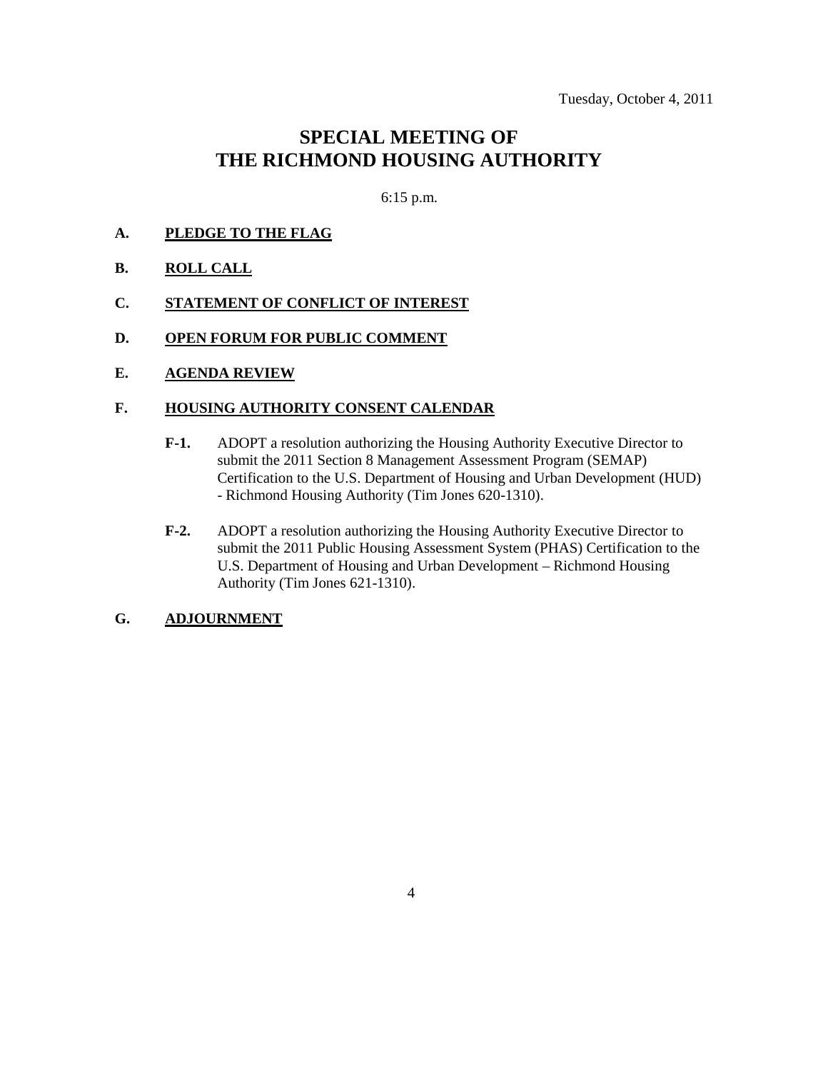Tuesday, October 4, 2011

# SPECIAL MEETING OF THE RICHMOND HOUSING AUTHORITY

6:15 p.m.

**A. PLEDGE TO THE FLAG**

**B. ROLL CALL**

**C. STATEMENT OF CONFLICT OF INTEREST**

**D. OPEN FORUM FOR PUBLIC COMMENT**

**E. AGENDA REVIEW**

**F. HOUSING AUTHORITY CONSENT CALENDAR**

**F-1.** ADOPT a resolution authorizing the Housing Authority Executive Director to submit the 2011 Section 8 Management Assessment Program (SEMAP) Certification to the U.S. Department of Housing and Urban Development (HUD) - Richmond Housing Authority (Tim Jones 620-1310).

**F-2.** ADOPT a resolution authorizing the Housing Authority Executive Director to submit the 2011 Public Housing Assessment System (PHAS) Certification to the U.S. Department of Housing and Urban Development – Richmond Housing Authority (Tim Jones 621-1310).

**G. ADJOURNMENT**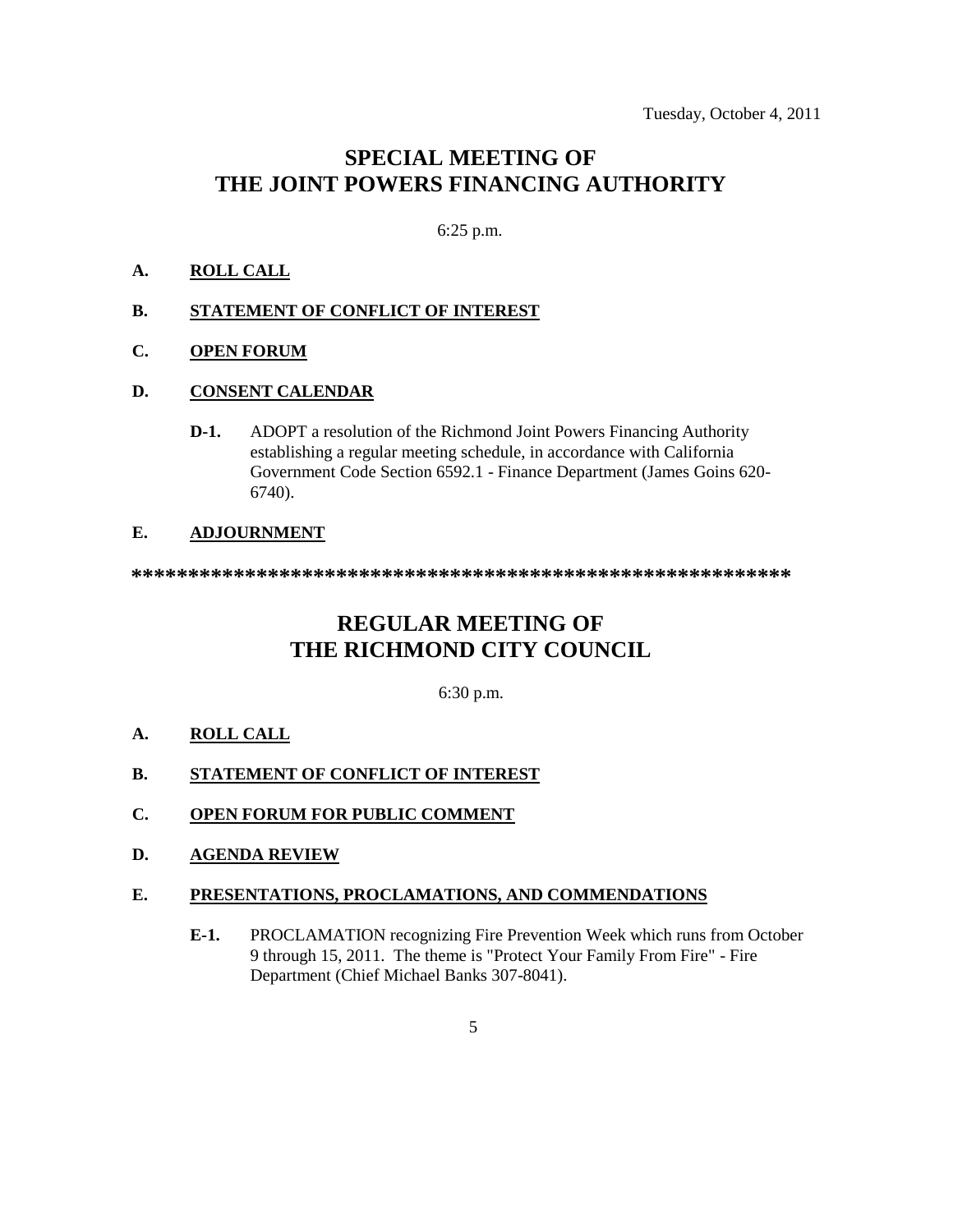Tuesday, October 4, 2011

# SPECIAL MEETING OF THE JOINT POWERS FINANCING AUTHORITY

6:25 p.m.

**A. ROLL CALL**

**B. STATEMENT OF CONFLICT OF INTEREST**

**C. OPEN FORUM**

**D. CONSENT CALENDAR**

**D-1.** ADOPT a resolution of the Richmond Joint Powers Financing Authority establishing a regular meeting schedule, in accordance with California Government Code Section 6592.1 - Finance Department (James Goins 620-6740).

**E. ADJOURNMENT**

**************************************************************

# REGULAR MEETING OF THE RICHMOND CITY COUNCIL

6:30 p.m.

**A. ROLL CALL**

**B. STATEMENT OF CONFLICT OF INTEREST**

**C. OPEN FORUM FOR PUBLIC COMMENT**

**D. AGENDA REVIEW**

**E. PRESENTATIONS, PROCLAMATIONS, AND COMMENDATIONS**

**E-1.** PROCLAMATION recognizing Fire Prevention Week which runs from October 9 through 15, 2011. The theme is "Protect Your Family From Fire" - Fire Department (Chief Michael Banks 307-8041).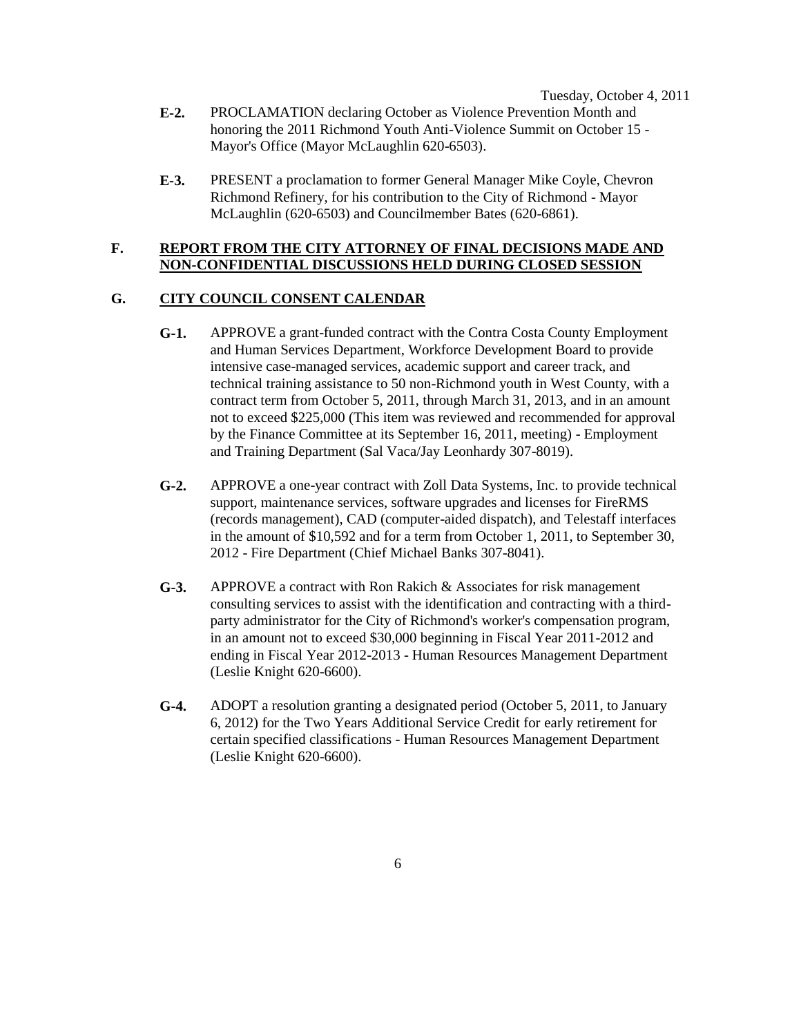**E-2.** PROCLAMATION declaring October as Violence Prevention Month and honoring the 2011 Richmond Youth Anti-Violence Summit on October 15 - Mayor's Office (Mayor McLaughlin 620-6503).

**E-3.** PRESENT a proclamation to former General Manager Mike Coyle, Chevron Richmond Refinery, for his contribution to the City of Richmond - Mayor McLaughlin (620-6503) and Councilmember Bates (620-6861).

## F. REPORT FROM THE CITY ATTORNEY OF FINAL DECISIONS MADE AND NON-CONFIDENTIAL DISCUSSIONS HELD DURING CLOSED SESSION

## G. CITY COUNCIL CONSENT CALENDAR

**G-1.** APPROVE a grant-funded contract with the Contra Costa County Employment and Human Services Department, Workforce Development Board to provide intensive case-managed services, academic support and career track, and technical training assistance to 50 non-Richmond youth in West County, with a contract term from October 5, 2011, through March 31, 2013, and in an amount not to exceed $225,000 (This item was reviewed and recommended for approval by the Finance Committee at its September 16, 2011, meeting) - Employment and Training Department (Sal Vaca/Jay Leonhardy 307-8019).

**G-2.** APPROVE a one-year contract with Zoll Data Systems, Inc. to provide technical support, maintenance services, software upgrades and licenses for FireRMS (records management), CAD (computer-aided dispatch), and Telestaff interfaces in the amount of $10,592 and for a term from October 1, 2011, to September 30, 2012 - Fire Department (Chief Michael Banks 307-8041).

**G-3.** APPROVE a contract with Ron Rakich & Associates for risk management consulting services to assist with the identification and contracting with a third-party administrator for the City of Richmond's worker's compensation program, in an amount not to exceed $30,000 beginning in Fiscal Year 2011-2012 and ending in Fiscal Year 2012-2013 - Human Resources Management Department (Leslie Knight 620-6600).

**G-4.** ADOPT a resolution granting a designated period (October 5, 2011, to January 6, 2012) for the Two Years Additional Service Credit for early retirement for certain specified classifications - Human Resources Management Department (Leslie Knight 620-6600).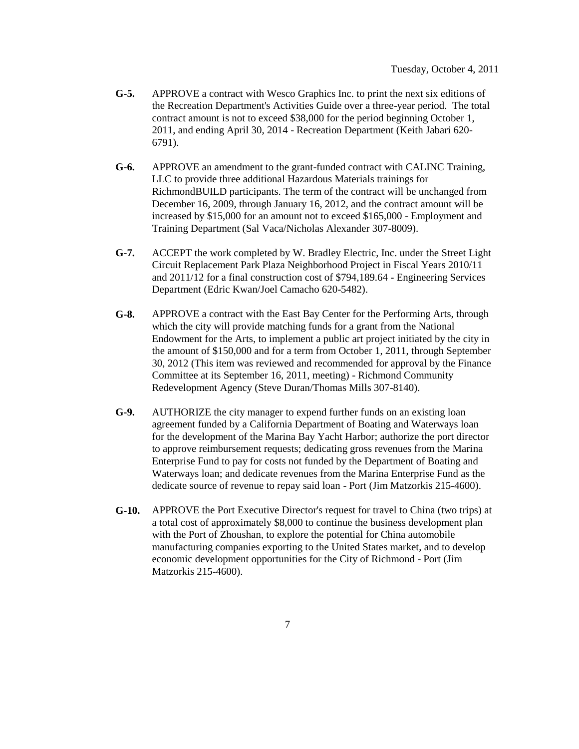Tuesday, October 4, 2011

**G-5.** APPROVE a contract with Wesco Graphics Inc. to print the next six editions of the Recreation Department's Activities Guide over a three-year period. The total contract amount is not to exceed $38,000 for the period beginning October 1, 2011, and ending April 30, 2014 - Recreation Department (Keith Jabari 620-6791).

**G-6.** APPROVE an amendment to the grant-funded contract with CALINC Training, LLC to provide three additional Hazardous Materials trainings for RichmondBUILD participants. The term of the contract will be unchanged from December 16, 2009, through January 16, 2012, and the contract amount will be increased by $15,000 for an amount not to exceed $165,000 - Employment and Training Department (Sal Vaca/Nicholas Alexander 307-8009).

**G-7.** ACCEPT the work completed by W. Bradley Electric, Inc. under the Street Light Circuit Replacement Park Plaza Neighborhood Project in Fiscal Years 2010/11 and 2011/12 for a final construction cost of $794,189.64 - Engineering Services Department (Edric Kwan/Joel Camacho 620-5482).

**G-8.** APPROVE a contract with the East Bay Center for the Performing Arts, through which the city will provide matching funds for a grant from the National Endowment for the Arts, to implement a public art project initiated by the city in the amount of $150,000 and for a term from October 1, 2011, through September 30, 2012 (This item was reviewed and recommended for approval by the Finance Committee at its September 16, 2011, meeting) - Richmond Community Redevelopment Agency (Steve Duran/Thomas Mills 307-8140).

**G-9.** AUTHORIZE the city manager to expend further funds on an existing loan agreement funded by a California Department of Boating and Waterways loan for the development of the Marina Bay Yacht Harbor; authorize the port director to approve reimbursement requests; dedicating gross revenues from the Marina Enterprise Fund to pay for costs not funded by the Department of Boating and Waterways loan; and dedicate revenues from the Marina Enterprise Fund as the dedicate source of revenue to repay said loan - Port (Jim Matzorkis 215-4600).

**G-10.** APPROVE the Port Executive Director's request for travel to China (two trips) at a total cost of approximately $8,000 to continue the business development plan with the Port of Zhoushan, to explore the potential for China automobile manufacturing companies exporting to the United States market, and to develop economic development opportunities for the City of Richmond - Port (Jim Matzorkis 215-4600).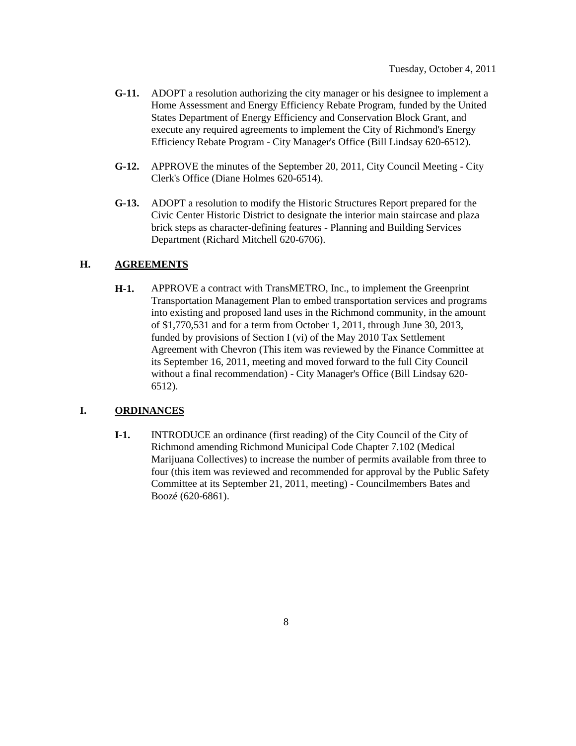**G-11.** ADOPT a resolution authorizing the city manager or his designee to implement a Home Assessment and Energy Efficiency Rebate Program, funded by the United States Department of Energy Efficiency and Conservation Block Grant, and execute any required agreements to implement the City of Richmond's Energy Efficiency Rebate Program - City Manager's Office (Bill Lindsay 620-6512).

**G-12.** APPROVE the minutes of the September 20, 2011, City Council Meeting - City Clerk's Office (Diane Holmes 620-6514).

**G-13.** ADOPT a resolution to modify the Historic Structures Report prepared for the Civic Center Historic District to designate the interior main staircase and plaza brick steps as character-defining features - Planning and Building Services Department (Richard Mitchell 620-6706).

## H. AGREEMENTS

**H-1.** APPROVE a contract with TransMETRO, Inc., to implement the Greenprint Transportation Management Plan to embed transportation services and programs into existing and proposed land uses in the Richmond community, in the amount of $1,770,531 and for a term from October 1, 2011, through June 30, 2013, funded by provisions of Section I (vi) of the May 2010 Tax Settlement Agreement with Chevron (This item was reviewed by the Finance Committee at its September 16, 2011, meeting and moved forward to the full City Council without a final recommendation) - City Manager's Office (Bill Lindsay 620-6512).

## I. ORDINANCES

**I-1.** INTRODUCE an ordinance (first reading) of the City Council of the City of Richmond amending Richmond Municipal Code Chapter 7.102 (Medical Marijuana Collectives) to increase the number of permits available from three to four (this item was reviewed and recommended for approval by the Public Safety Committee at its September 21, 2011, meeting) - Councilmembers Bates and Boozé (620-6861).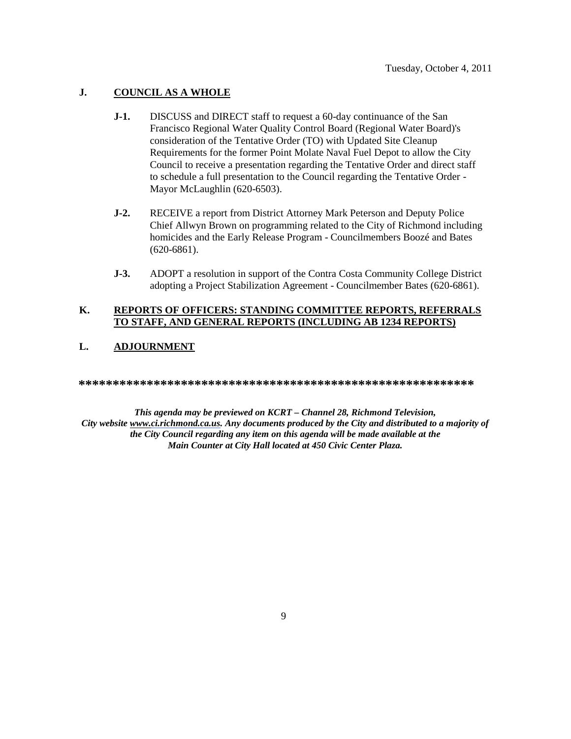## J. COUNCIL AS A WHOLE

**J-1.** DISCUSS and DIRECT staff to request a 60-day continuance of the San Francisco Regional Water Quality Control Board (Regional Water Board)'s consideration of the Tentative Order (TO) with Updated Site Cleanup Requirements for the former Point Molate Naval Fuel Depot to allow the City Council to receive a presentation regarding the Tentative Order and direct staff to schedule a full presentation to the Council regarding the Tentative Order - Mayor McLaughlin (620-6503).

**J-2.** RECEIVE a report from District Attorney Mark Peterson and Deputy Police Chief Allwyn Brown on programming related to the City of Richmond including homicides and the Early Release Program - Councilmembers Boozé and Bates (620-6861).

**J-3.** ADOPT a resolution in support of the Contra Costa Community College District adopting a Project Stabilization Agreement - Councilmember Bates (620-6861).

## K. REPORTS OF OFFICERS: STANDING COMMITTEE REPORTS, REFERRALS TO STAFF, AND GENERAL REPORTS (INCLUDING AB 1234 REPORTS)

## L. ADJOURNMENT

**************************************************************

***This agenda may be previewed on KCRT – Channel 28, Richmond Television, City website www.ci.richmond.ca.us. Any documents produced by the City and distributed to a majority of the City Council regarding any item on this agenda will be made available at the Main Counter at City Hall located at 450 Civic Center Plaza.***